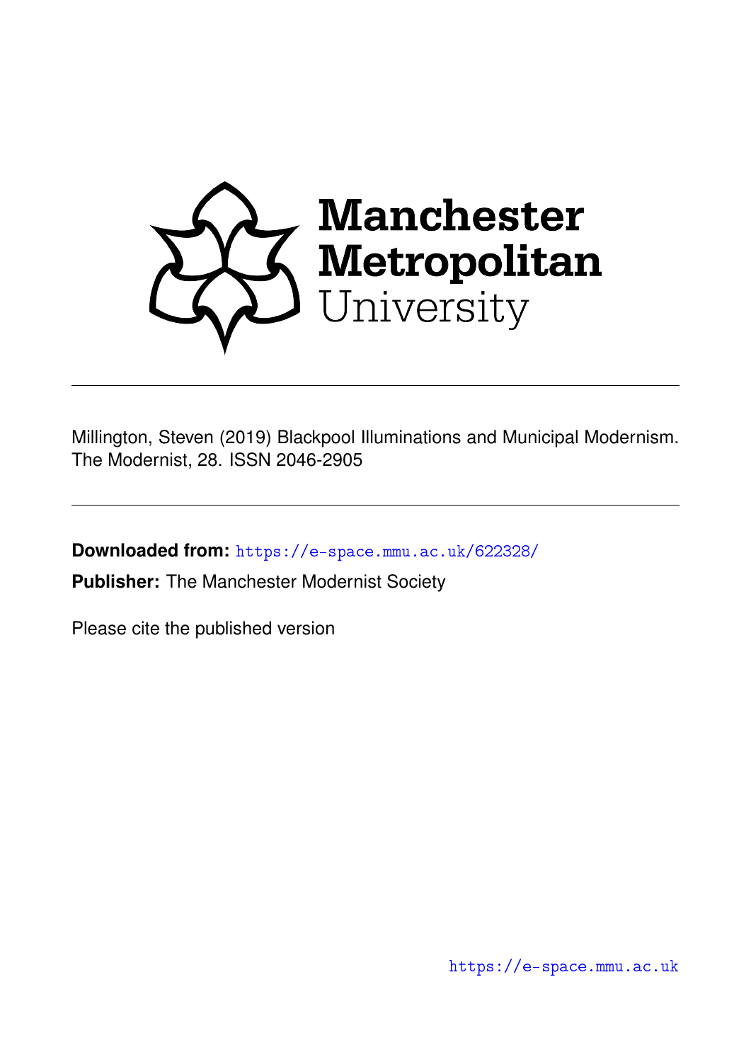Manchester Metropolitan University

---

Millington, Steven (2019) Blackpool Illuminations and Municipal Modernism. The Modernist, 28. ISSN 2046-2905

---

**Downloaded from:** https://e-space.mmu.ac.uk/622328/

**Publisher:** The Manchester Modernist Society

Please cite the published version

https://e-space.mmu.ac.uk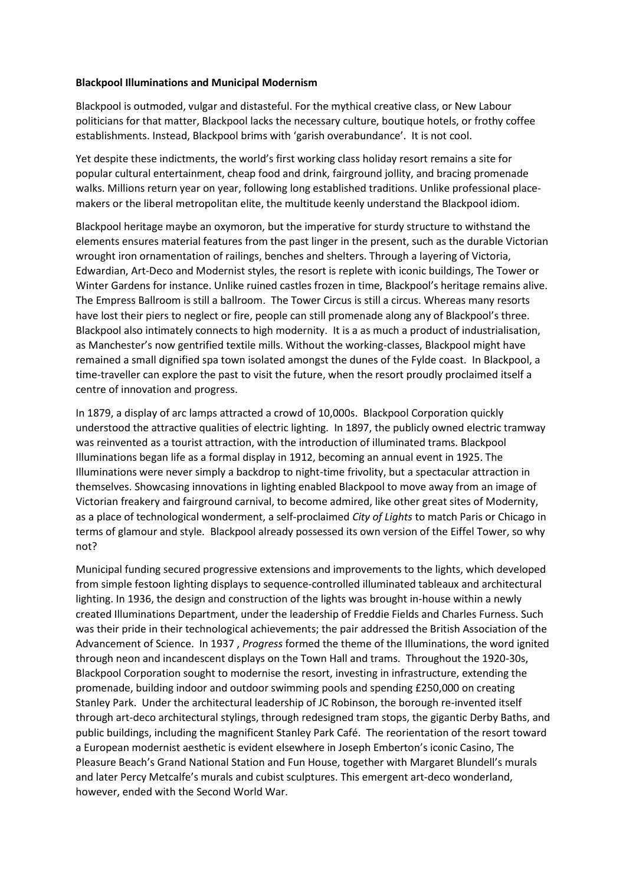**Blackpool Illuminations and Municipal Modernism**

Blackpool is outmoded, vulgar and distasteful. For the mythical creative class, or New Labour politicians for that matter, Blackpool lacks the necessary culture, boutique hotels, or frothy coffee establishments. Instead, Blackpool brims with 'garish overabundance'. It is not cool.

Yet despite these indictments, the world's first working class holiday resort remains a site for popular cultural entertainment, cheap food and drink, fairground jollity, and bracing promenade walks. Millions return year on year, following long established traditions. Unlike professional place-makers or the liberal metropolitan elite, the multitude keenly understand the Blackpool idiom.

Blackpool heritage maybe an oxymoron, but the imperative for sturdy structure to withstand the elements ensures material features from the past linger in the present, such as the durable Victorian wrought iron ornamentation of railings, benches and shelters. Through a layering of Victoria, Edwardian, Art-Deco and Modernist styles, the resort is replete with iconic buildings, The Tower or Winter Gardens for instance. Unlike ruined castles frozen in time, Blackpool's heritage remains alive. The Empress Ballroom is still a ballroom. The Tower Circus is still a circus. Whereas many resorts have lost their piers to neglect or fire, people can still promenade along any of Blackpool's three. Blackpool also intimately connects to high modernity. It is a as much a product of industrialisation, as Manchester's now gentrified textile mills. Without the working-classes, Blackpool might have remained a small dignified spa town isolated amongst the dunes of the Fylde coast. In Blackpool, a time-traveller can explore the past to visit the future, when the resort proudly proclaimed itself a centre of innovation and progress.

In 1879, a display of arc lamps attracted a crowd of 10,000s. Blackpool Corporation quickly understood the attractive qualities of electric lighting. In 1897, the publicly owned electric tramway was reinvented as a tourist attraction, with the introduction of illuminated trams. Blackpool Illuminations began life as a formal display in 1912, becoming an annual event in 1925. The Illuminations were never simply a backdrop to night-time frivolity, but a spectacular attraction in themselves. Showcasing innovations in lighting enabled Blackpool to move away from an image of Victorian freakery and fairground carnival, to become admired, like other great sites of Modernity, as a place of technological wonderment, a self-proclaimed *City of Lights* to match Paris or Chicago in terms of glamour and style. Blackpool already possessed its own version of the Eiffel Tower, so why not?

Municipal funding secured progressive extensions and improvements to the lights, which developed from simple festoon lighting displays to sequence-controlled illuminated tableaux and architectural lighting. In 1936, the design and construction of the lights was brought in-house within a newly created Illuminations Department, under the leadership of Freddie Fields and Charles Furness. Such was their pride in their technological achievements; the pair addressed the British Association of the Advancement of Science. In 1937 , *Progress* formed the theme of the Illuminations, the word ignited through neon and incandescent displays on the Town Hall and trams. Throughout the 1920-30s, Blackpool Corporation sought to modernise the resort, investing in infrastructure, extending the promenade, building indoor and outdoor swimming pools and spending £250,000 on creating Stanley Park. Under the architectural leadership of JC Robinson, the borough re-invented itself through art-deco architectural stylings, through redesigned tram stops, the gigantic Derby Baths, and public buildings, including the magnificent Stanley Park Café. The reorientation of the resort toward a European modernist aesthetic is evident elsewhere in Joseph Emberton's iconic Casino, The Pleasure Beach's Grand National Station and Fun House, together with Margaret Blundell's murals and later Percy Metcalfe's murals and cubist sculptures. This emergent art-deco wonderland, however, ended with the Second World War.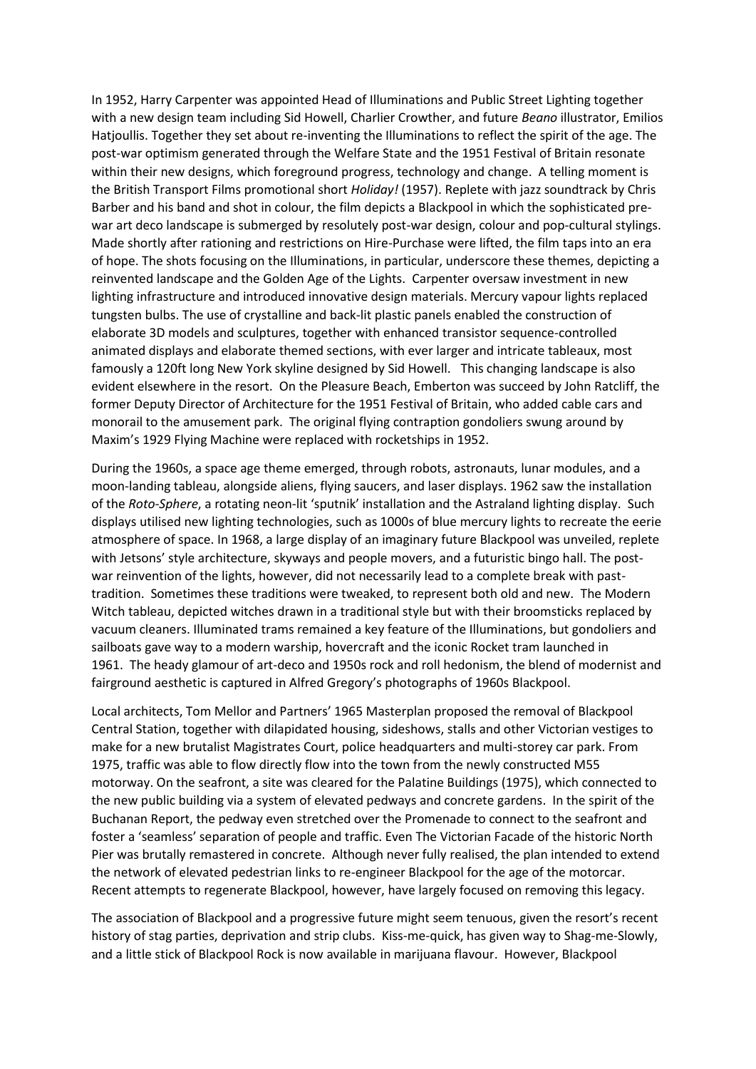In 1952, Harry Carpenter was appointed Head of Illuminations and Public Street Lighting together with a new design team including Sid Howell, Charlier Crowther, and future *Beano* illustrator, Emilios Hatjoullis. Together they set about re-inventing the Illuminations to reflect the spirit of the age. The post-war optimism generated through the Welfare State and the 1951 Festival of Britain resonate within their new designs, which foreground progress, technology and change. A telling moment is the British Transport Films promotional short *Holiday!* (1957). Replete with jazz soundtrack by Chris Barber and his band and shot in colour, the film depicts a Blackpool in which the sophisticated pre-war art deco landscape is submerged by resolutely post-war design, colour and pop-cultural stylings. Made shortly after rationing and restrictions on Hire-Purchase were lifted, the film taps into an era of hope. The shots focusing on the Illuminations, in particular, underscore these themes, depicting a reinvented landscape and the Golden Age of the Lights. Carpenter oversaw investment in new lighting infrastructure and introduced innovative design materials. Mercury vapour lights replaced tungsten bulbs. The use of crystalline and back-lit plastic panels enabled the construction of elaborate 3D models and sculptures, together with enhanced transistor sequence-controlled animated displays and elaborate themed sections, with ever larger and intricate tableaux, most famously a 120ft long New York skyline designed by Sid Howell. This changing landscape is also evident elsewhere in the resort. On the Pleasure Beach, Emberton was succeed by John Ratcliff, the former Deputy Director of Architecture for the 1951 Festival of Britain, who added cable cars and monorail to the amusement park. The original flying contraption gondoliers swung around by Maxim's 1929 Flying Machine were replaced with rocketships in 1952.

During the 1960s, a space age theme emerged, through robots, astronauts, lunar modules, and a moon-landing tableau, alongside aliens, flying saucers, and laser displays. 1962 saw the installation of the *Roto-Sphere*, a rotating neon-lit 'sputnik' installation and the Astraland lighting display. Such displays utilised new lighting technologies, such as 1000s of blue mercury lights to recreate the eerie atmosphere of space. In 1968, a large display of an imaginary future Blackpool was unveiled, replete with Jetsons' style architecture, skyways and people movers, and a futuristic bingo hall. The post-war reinvention of the lights, however, did not necessarily lead to a complete break with past-tradition. Sometimes these traditions were tweaked, to represent both old and new. The Modern Witch tableau, depicted witches drawn in a traditional style but with their broomsticks replaced by vacuum cleaners. Illuminated trams remained a key feature of the Illuminations, but gondoliers and sailboats gave way to a modern warship, hovercraft and the iconic Rocket tram launched in 1961. The heady glamour of art-deco and 1950s rock and roll hedonism, the blend of modernist and fairground aesthetic is captured in Alfred Gregory's photographs of 1960s Blackpool.

Local architects, Tom Mellor and Partners' 1965 Masterplan proposed the removal of Blackpool Central Station, together with dilapidated housing, sideshows, stalls and other Victorian vestiges to make for a new brutalist Magistrates Court, police headquarters and multi-storey car park. From 1975, traffic was able to flow directly flow into the town from the newly constructed M55 motorway. On the seafront, a site was cleared for the Palatine Buildings (1975), which connected to the new public building via a system of elevated pedways and concrete gardens. In the spirit of the Buchanan Report, the pedway even stretched over the Promenade to connect to the seafront and foster a 'seamless' separation of people and traffic. Even The Victorian Facade of the historic North Pier was brutally remastered in concrete. Although never fully realised, the plan intended to extend the network of elevated pedestrian links to re-engineer Blackpool for the age of the motorcar. Recent attempts to regenerate Blackpool, however, have largely focused on removing this legacy.

The association of Blackpool and a progressive future might seem tenuous, given the resort's recent history of stag parties, deprivation and strip clubs. Kiss-me-quick, has given way to Shag-me-Slowly, and a little stick of Blackpool Rock is now available in marijuana flavour. However, Blackpool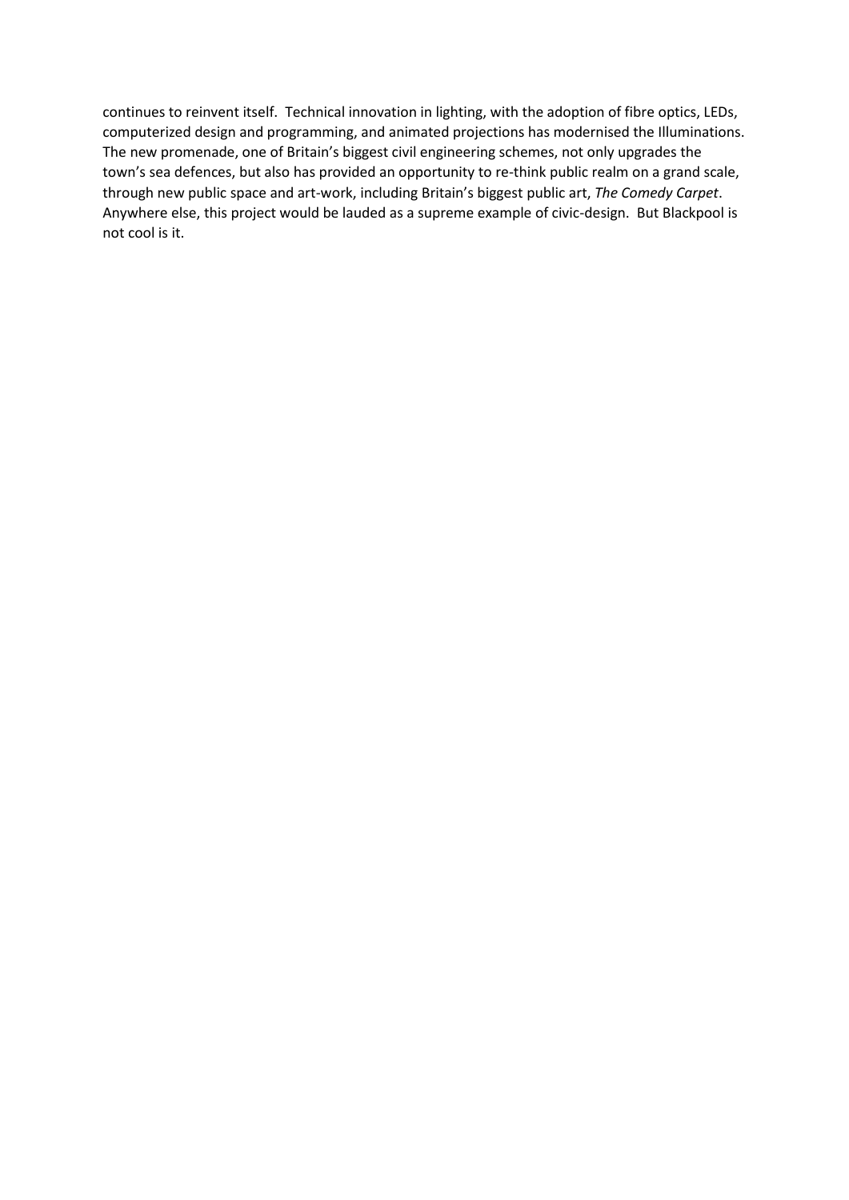continues to reinvent itself. Technical innovation in lighting, with the adoption of fibre optics, LEDs, computerized design and programming, and animated projections has modernised the Illuminations. The new promenade, one of Britain's biggest civil engineering schemes, not only upgrades the town's sea defences, but also has provided an opportunity to re-think public realm on a grand scale, through new public space and art-work, including Britain's biggest public art, *The Comedy Carpet*. Anywhere else, this project would be lauded as a supreme example of civic-design. But Blackpool is not cool is it.